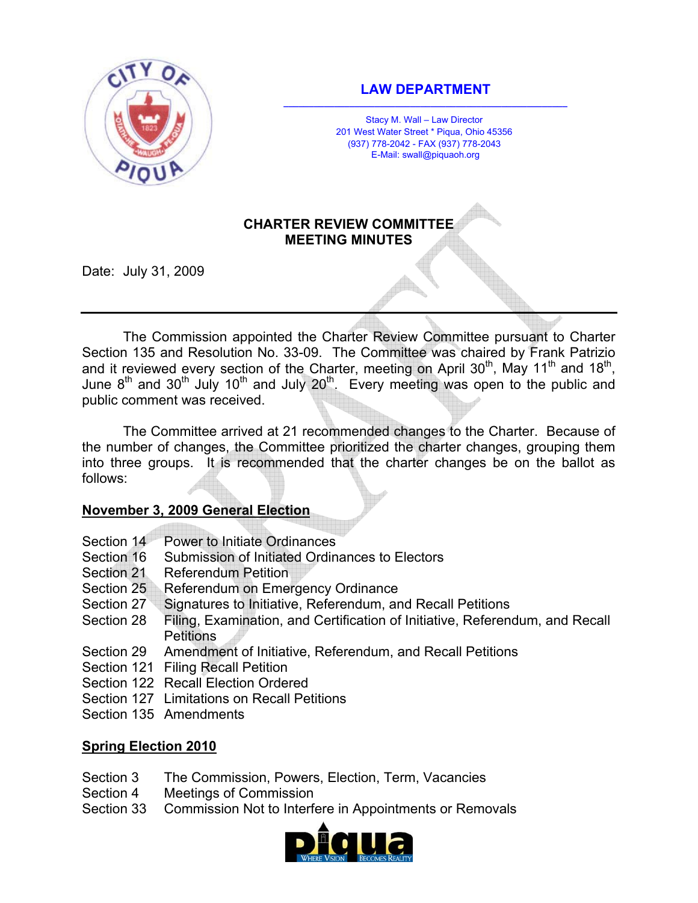## LAW DEPARTMENT

Stacy M. Wall – Law Director
201 West Water Street * Piqua, Ohio 45356
(937) 778-2042 - FAX (937) 778-2043
E-Mail: swall@piquaoh.org

# CHARTER REVIEW COMMITTEE MEETING MINUTES

Date: July 31, 2009

---

The Commission appointed the Charter Review Committee pursuant to Charter Section 135 and Resolution No. 33-09. The Committee was chaired by Frank Patrizio and it reviewed every section of the Charter, meeting on April 30th, May 11th and 18th, June 8th and 30th July 10th and July 20th. Every meeting was open to the public and public comment was received.

The Committee arrived at 21 recommended changes to the Charter. Because of the number of changes, the Committee prioritized the charter changes, grouping them into three groups. It is recommended that the charter changes be on the ballot as follows:

**November 3, 2009 General Election**

| | |
|---|---|
| Section 14 | Power to Initiate Ordinances |
| Section 16 | Submission of Initiated Ordinances to Electors |
| Section 21 | Referendum Petition |
| Section 25 | Referendum on Emergency Ordinance |
| Section 27 | Signatures to Initiative, Referendum, and Recall Petitions |
| Section 28 | Filing, Examination, and Certification of Initiative, Referendum, and Recall Petitions |
| Section 29 | Amendment of Initiative, Referendum, and Recall Petitions |
| Section 121 | Filing Recall Petition |
| Section 122 | Recall Election Ordered |
| Section 127 | Limitations on Recall Petitions |
| Section 135 | Amendments |

**Spring Election 2010**

| | |
|---|---|
| Section 3 | The Commission, Powers, Election, Term, Vacancies |
| Section 4 | Meetings of Commission |
| Section 33 | Commission Not to Interfere in Appointments or Removals |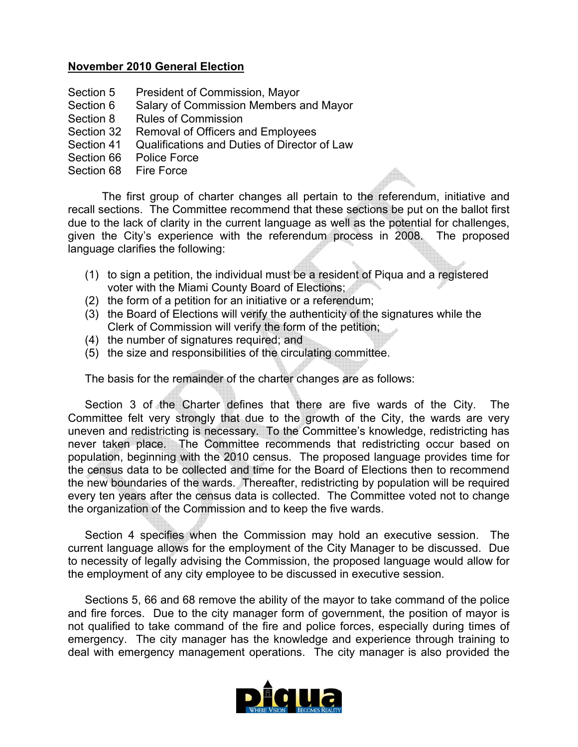**November 2010 General Election**

- Section 5 President of Commission, Mayor
- Section 6 Salary of Commission Members and Mayor
- Section 8 Rules of Commission
- Section 32 Removal of Officers and Employees
- Section 41 Qualifications and Duties of Director of Law
- Section 66 Police Force
- Section 68 Fire Force

The first group of charter changes all pertain to the referendum, initiative and recall sections. The Committee recommend that these sections be put on the ballot first due to the lack of clarity in the current language as well as the potential for challenges, given the City's experience with the referendum process in 2008. The proposed language clarifies the following:

(1) to sign a petition, the individual must be a resident of Piqua and a registered voter with the Miami County Board of Elections;
(2) the form of a petition for an initiative or a referendum;
(3) the Board of Elections will verify the authenticity of the signatures while the Clerk of Commission will verify the form of the petition;
(4) the number of signatures required; and
(5) the size and responsibilities of the circulating committee.

The basis for the remainder of the charter changes are as follows:

Section 3 of the Charter defines that there are five wards of the City. The Committee felt very strongly that due to the growth of the City, the wards are very uneven and redistricting is necessary. To the Committee's knowledge, redistricting has never taken place. The Committee recommends that redistricting occur based on population, beginning with the 2010 census. The proposed language provides time for the census data to be collected and time for the Board of Elections then to recommend the new boundaries of the wards. Thereafter, redistricting by population will be required every ten years after the census data is collected. The Committee voted not to change the organization of the Commission and to keep the five wards.

Section 4 specifies when the Commission may hold an executive session. The current language allows for the employment of the City Manager to be discussed. Due to necessity of legally advising the Commission, the proposed language would allow for the employment of any city employee to be discussed in executive session.

Sections 5, 66 and 68 remove the ability of the mayor to take command of the police and fire forces. Due to the city manager form of government, the position of mayor is not qualified to take command of the fire and police forces, especially during times of emergency. The city manager has the knowledge and experience through training to deal with emergency management operations. The city manager is also provided the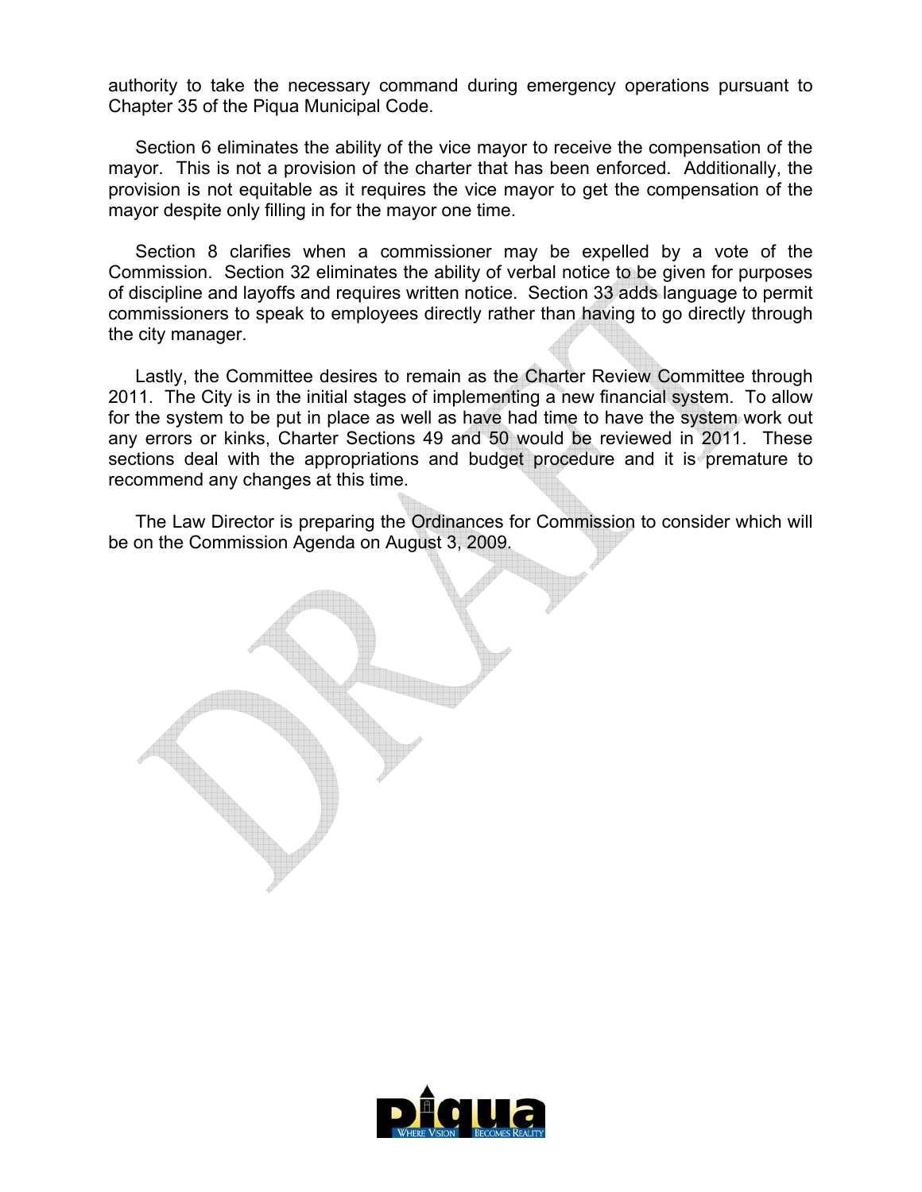authority to take the necessary command during emergency operations pursuant to Chapter 35 of the Piqua Municipal Code.

Section 6 eliminates the ability of the vice mayor to receive the compensation of the mayor. This is not a provision of the charter that has been enforced. Additionally, the provision is not equitable as it requires the vice mayor to get the compensation of the mayor despite only filling in for the mayor one time.

Section 8 clarifies when a commissioner may be expelled by a vote of the Commission. Section 32 eliminates the ability of verbal notice to be given for purposes of discipline and layoffs and requires written notice. Section 33 adds language to permit commissioners to speak to employees directly rather than having to go directly through the city manager.

Lastly, the Committee desires to remain as the Charter Review Committee through 2011. The City is in the initial stages of implementing a new financial system. To allow for the system to be put in place as well as have had time to have the system work out any errors or kinks, Charter Sections 49 and 50 would be reviewed in 2011. These sections deal with the appropriations and budget procedure and it is premature to recommend any changes at this time.

The Law Director is preparing the Ordinances for Commission to consider which will be on the Commission Agenda on August 3, 2009.